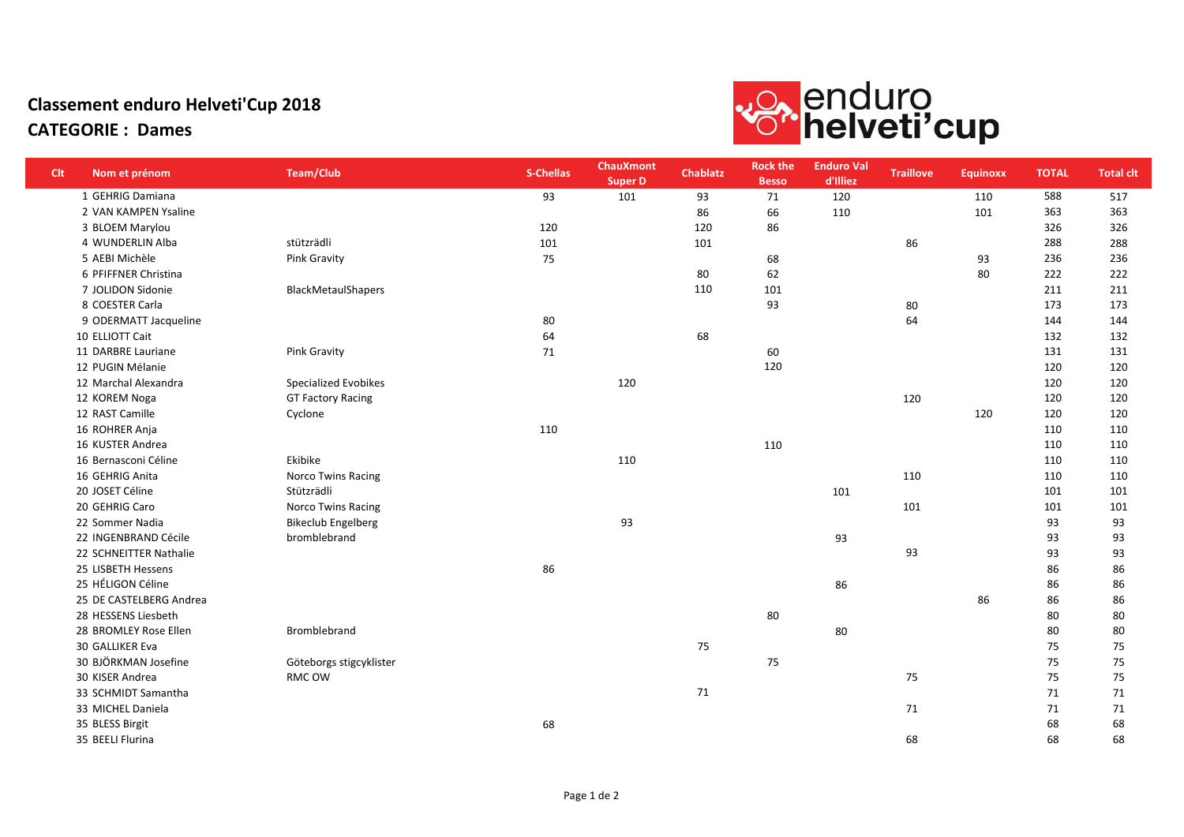# Classement enduro Helveti'Cup 2018

## CATEGORIE : Dames

| Clt | Nom et prénom | Team/Club | S-Chellas | ChauXmont Super D | Chablatz | Rock the Besso | Enduro Val d'Illiez | Traillove | Equinoxx | TOTAL | Total clt |
|---|---|---|---|---|---|---|---|---|---|---|---|
| 1 | GEHRIG Damiana | | 93 | 101 | 93 | 71 | 120 | | 110 | 588 | 517 |
| 2 | VAN KAMPEN Ysaline | | | | 86 | 66 | 110 | | 101 | 363 | 363 |
| 3 | BLOEM Marylou | | 120 | | 120 | 86 | | | | 326 | 326 |
| 4 | WUNDERLIN Alba | stützrädli | 101 | | 101 | | | 86 | | 288 | 288 |
| 5 | AEBI Michèle | Pink Gravity | 75 | | | 68 | | | 93 | 236 | 236 |
| 6 | PFIFFNER Christina | | | | 80 | 62 | | | 80 | 222 | 222 |
| 7 | JOLIDON Sidonie | BlackMetaulShapers | | | 110 | 101 | | | | 211 | 211 |
| 8 | COESTER Carla | | | | | 93 | | 80 | | 173 | 173 |
| 9 | ODERMATT Jacqueline | | 80 | | | | | 64 | | 144 | 144 |
| 10 | ELLIOTT Cait | | 64 | | 68 | | | | | 132 | 132 |
| 11 | DARBRE Lauriane | Pink Gravity | 71 | | | 60 | | | | 131 | 131 |
| 12 | PUGIN Mélanie | | | | | 120 | | | | 120 | 120 |
| 12 | Marchal Alexandra | Specialized Evobikes | | 120 | | | | | | 120 | 120 |
| 12 | KOREM Noga | GT Factory Racing | | | | | | 120 | | 120 | 120 |
| 12 | RAST Camille | Cyclone | | | | | | | 120 | 120 | 120 |
| 16 | ROHRER Anja | | 110 | | | | | | | 110 | 110 |
| 16 | KUSTER Andrea | | | | | 110 | | | | 110 | 110 |
| 16 | Bernasconi Céline | Ekibike | | 110 | | | | | | 110 | 110 |
| 16 | GEHRIG Anita | Norco Twins Racing | | | | | | 110 | | 110 | 110 |
| 20 | JOSET Céline | Stützrädli | | | | | 101 | | | 101 | 101 |
| 20 | GEHRIG Caro | Norco Twins Racing | | | | | | 101 | | 101 | 101 |
| 22 | Sommer Nadia | Bikeclub Engelberg | | 93 | | | | | | 93 | 93 |
| 22 | INGENBRAND Cécile | bromblebrand | | | | | 93 | | | 93 | 93 |
| 22 | SCHNEITTER Nathalie | | | | | | | 93 | | 93 | 93 |
| 25 | LISBETH Hessens | | 86 | | | | | | | 86 | 86 |
| 25 | HÉLIGON Céline | | | | | | 86 | | | 86 | 86 |
| 25 | DE CASTELBERG Andrea | | | | | | | | 86 | 86 | 86 |
| 28 | HESSENS Liesbeth | | | | | 80 | | | | 80 | 80 |
| 28 | BROMLEY Rose Ellen | Bromblebrand | | | | | 80 | | | 80 | 80 |
| 30 | GALLIKER Eva | | | | 75 | | | | | 75 | 75 |
| 30 | BJÖRKMAN Josefine | Göteborgs stigcyklister | | | | 75 | | | | 75 | 75 |
| 30 | KISER Andrea | RMC OW | | | | | | 75 | | 75 | 75 |
| 33 | SCHMIDT Samantha | | | | 71 | | | | | 71 | 71 |
| 33 | MICHEL Daniela | | | | | | | 71 | | 71 | 71 |
| 35 | BLESS Birgit | | 68 | | | | | | | 68 | 68 |
| 35 | BEELI Flurina | | | | | | | 68 | | 68 | 68 |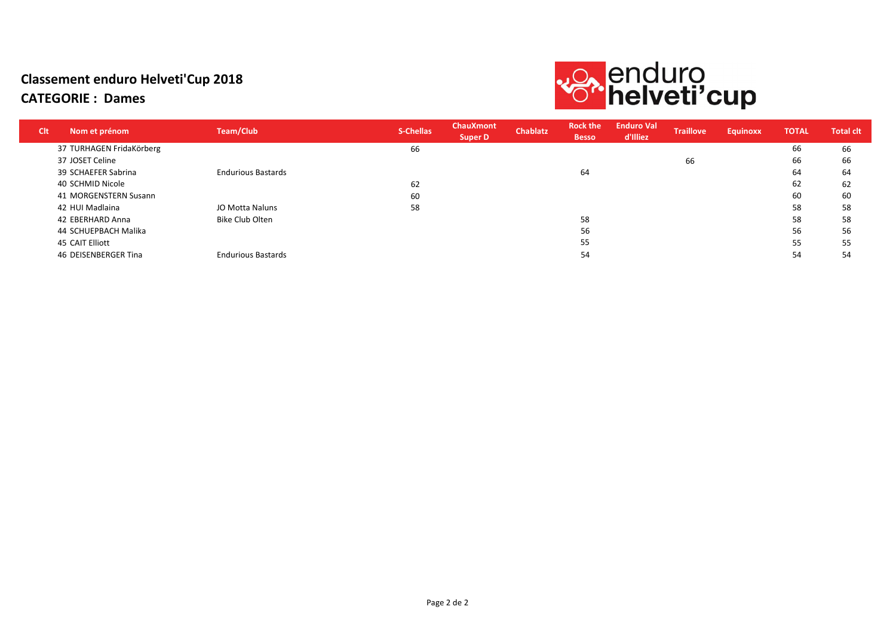# Classement enduro Helveti'Cup 2018

## CATEGORIE : Dames

| Clt | Nom et prénom | Team/Club | S-Chellas | ChauXmont Super D | Chablatz | Rock the Besso | Enduro Val d'Illiez | Traillove | Equinoxx | TOTAL | Total clt |
|---|---|---|---|---|---|---|---|---|---|---|---|
| 37 | TURHAGEN FridaKörberg | | 66 | | | | | | | 66 | 66 |
| 37 | JOSET Celine | | | | | | | 66 | | 66 | 66 |
| 39 | SCHAEFER Sabrina | Endurious Bastards | | | | 64 | | | | 64 | 64 |
| 40 | SCHMID Nicole | | 62 | | | | | | | 62 | 62 |
| 41 | MORGENSTERN Susann | | 60 | | | | | | | 60 | 60 |
| 42 | HUI Madlaina | JO Motta Naluns | 58 | | | | | | | 58 | 58 |
| 42 | EBERHARD Anna | Bike Club Olten | | | | 58 | | | | 58 | 58 |
| 44 | SCHUEPBACH Malika | | | | | 56 | | | | 56 | 56 |
| 45 | CAIT Elliott | | | | | 55 | | | | 55 | 55 |
| 46 | DEISENBERGER Tina | Endurious Bastards | | | | 54 | | | | 54 | 54 |